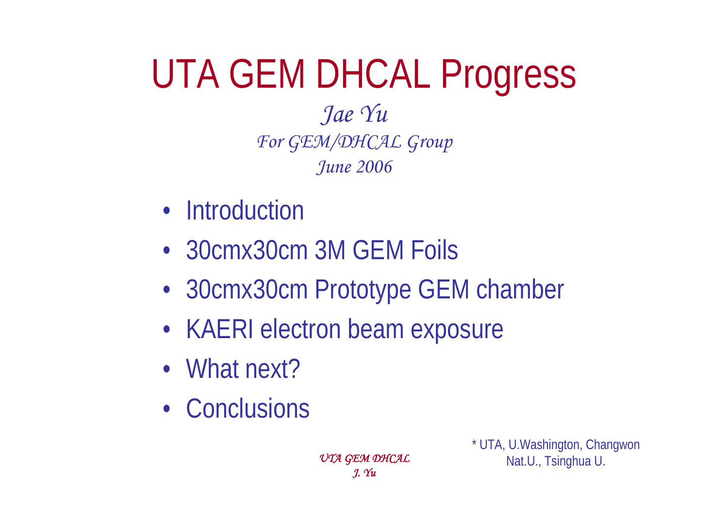# UTA GEM DHCAL Progress

*Jae Yu*

*For GEM/DHCAL Group*

*June 2006*

- Introduction
- 30cmx30cm 3M GEM Foils
- 30cmx30cm Prototype GEM chamber
- KAERI electron beam exposure
- What next?
- Conclusions

\* UTA, U.Washington, Changwon Nat.U., Tsinghua U.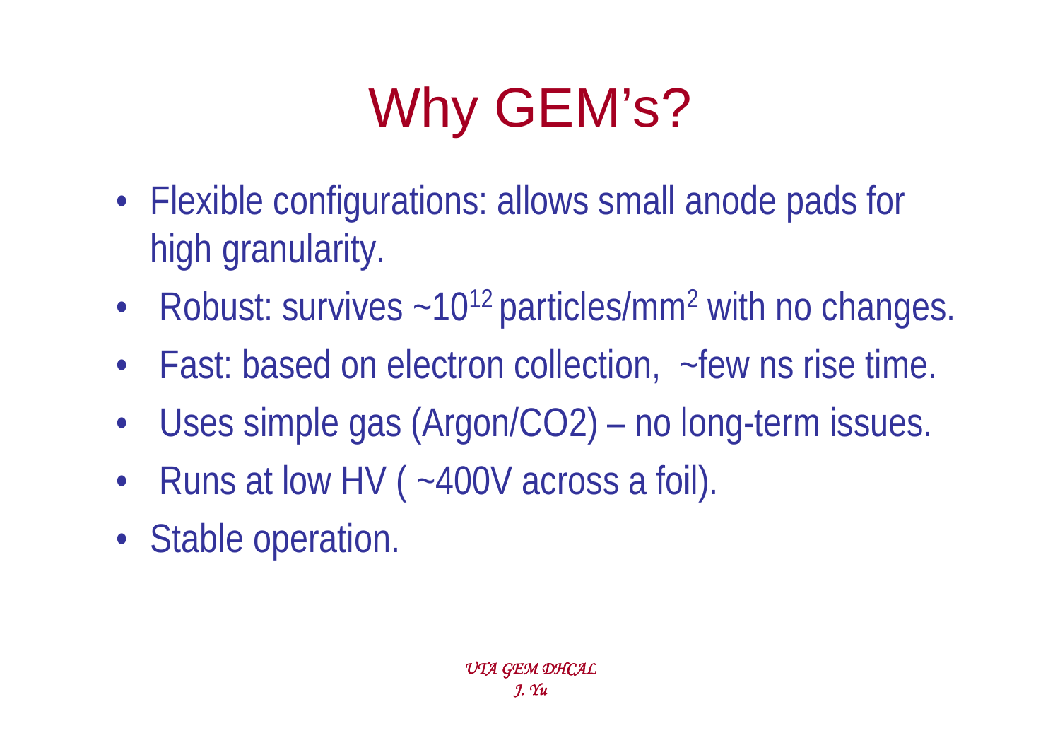# Why GEM's?

- Flexible configurations: allows small anode pads for high granularity.
- Robust: survives ~$10^{12}$ particles/$mm^2$ with no changes.
- Fast: based on electron collection, ~few ns rise time.
- Uses simple gas (Argon/$CO_2$) – no long-term issues.
- Runs at low HV ( ~400V across a foil).
- Stable operation.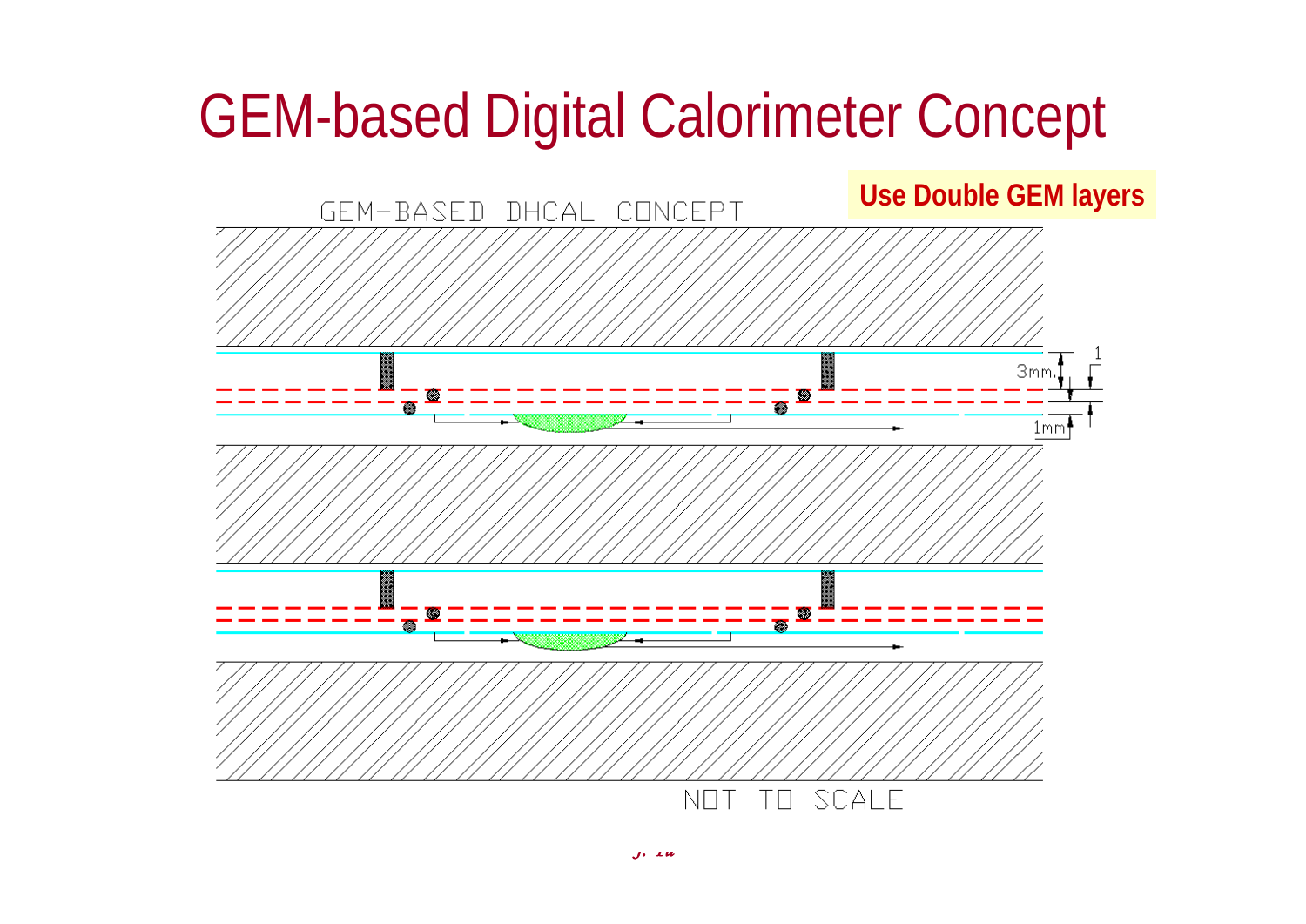# GEM-based Digital Calorimeter Concept

**Use Double GEM layers**

GEM-BASED DHCAL CONCEPT

3mm

1

1mm

NOT TO SCALE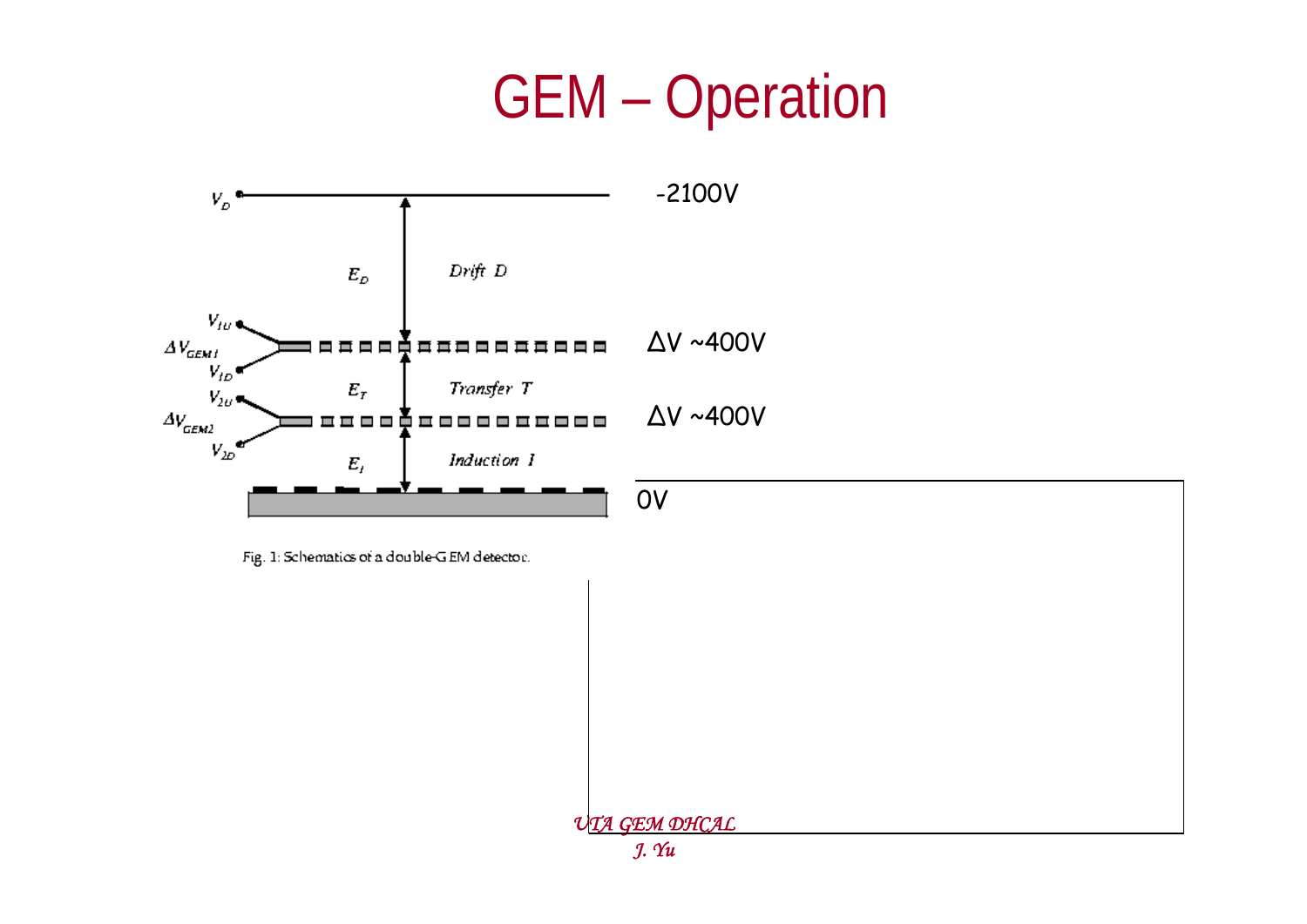# GEM – Operation

$V_D$

$E_D$ Drift D

$V_{1U}$

$\Delta V_{GEM1}$

$V_{1D}$

$E_T$ Transfer T

$V_{2U}$

$\Delta V_{GEM2}$

$V_{2D}$

$E_I$ Induction I

-2100V

ΔV ~400V

ΔV ~400V

0V

Fig. 1: Schematics of a double-GEM detector.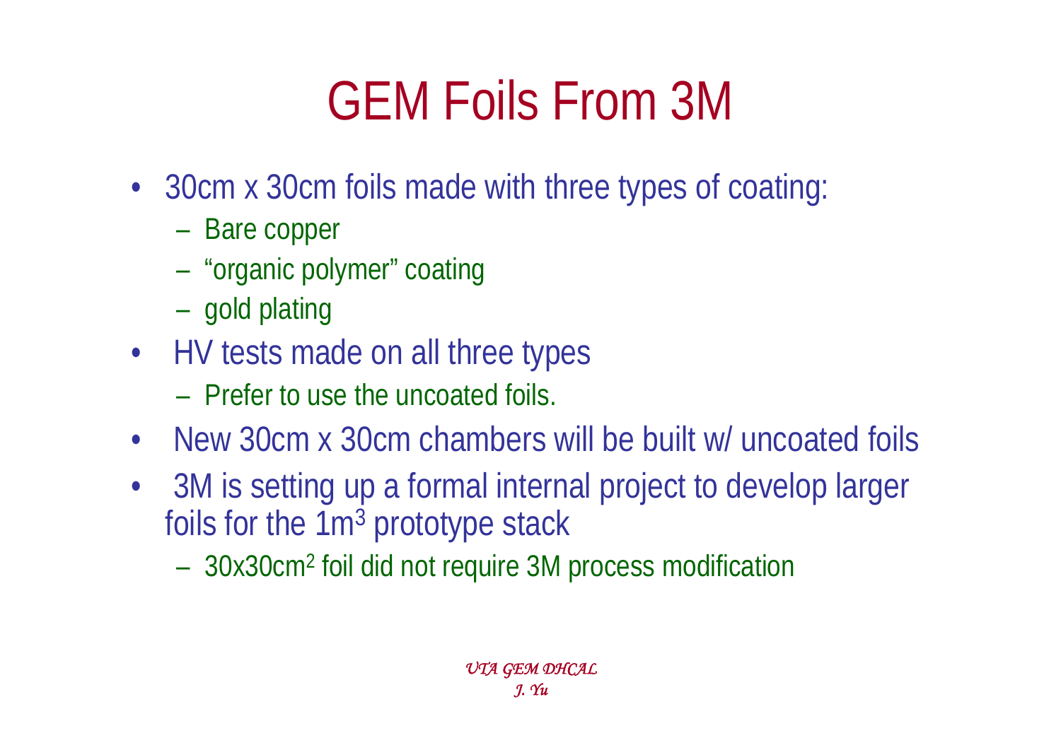# GEM Foils From 3M

- 30cm x 30cm foils made with three types of coating:
  - Bare copper
  - “organic polymer” coating
  - gold plating
- HV tests made on all three types
  - Prefer to use the uncoated foils.
- New 30cm x 30cm chambers will be built w/ uncoated foils
- 3M is setting up a formal internal project to develop larger foils for the 1m$^3$ prototype stack
  - 30x30cm$^2$ foil did not require 3M process modification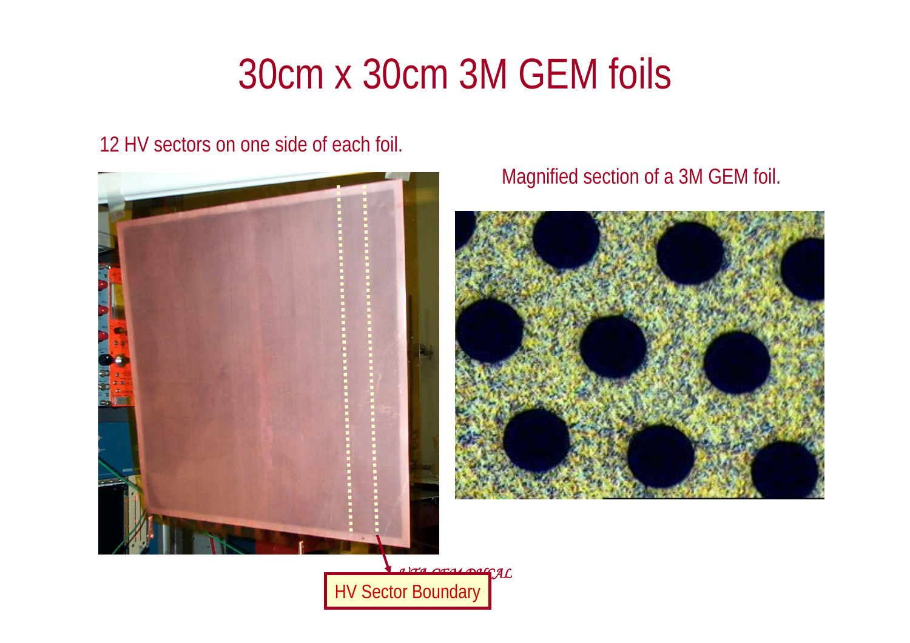# 30cm x 30cm 3M GEM foils

12 HV sectors on one side of each foil.

Magnified section of a 3M GEM foil.

HV Sector Boundary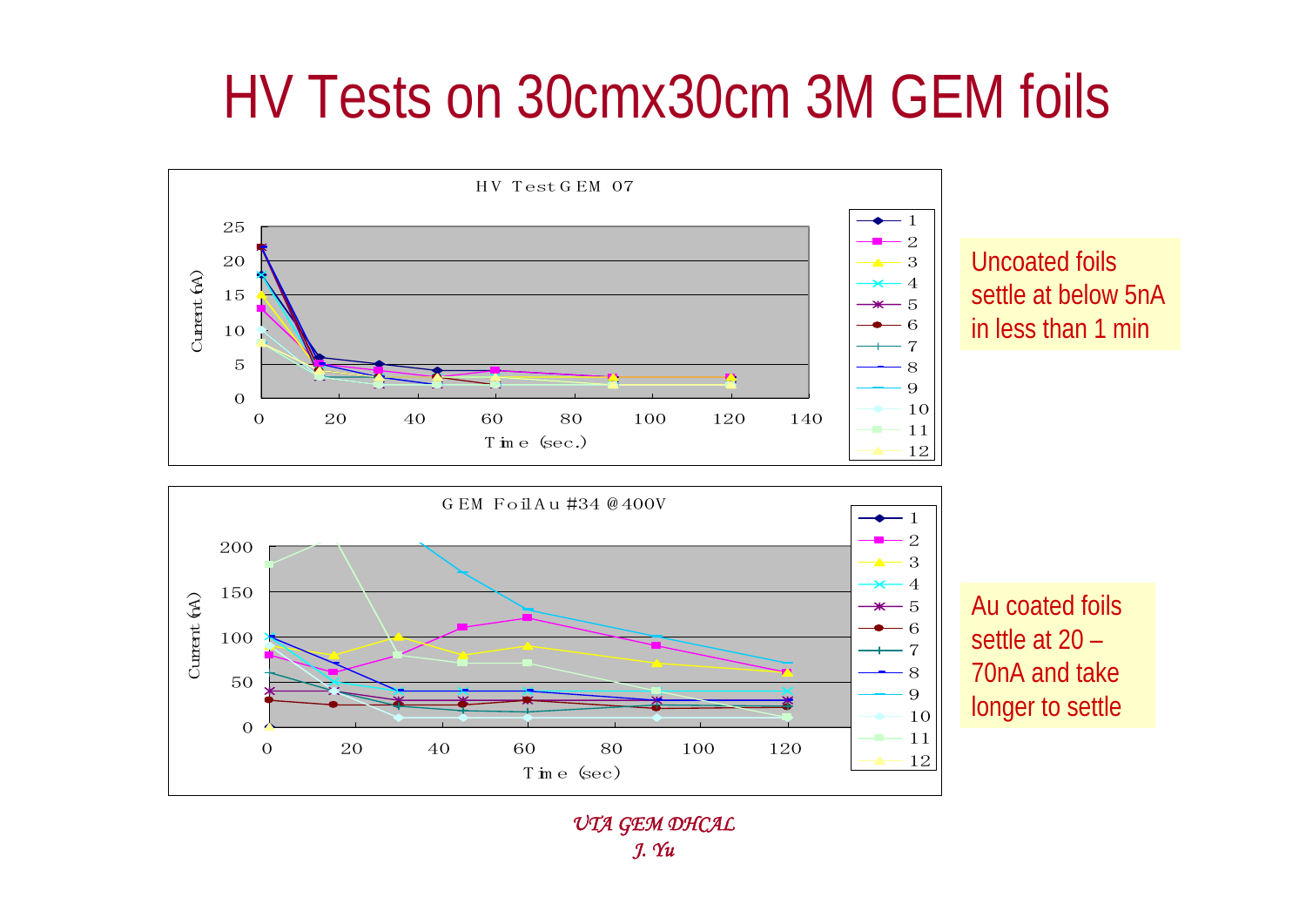# HV Tests on 30cmx30cm 3M GEM foils

Uncoated foils settle at below 5nA in less than 1 min

Au coated foils settle at 20 – 70nA and take longer to settle

*UTA GEM DHCAL*
*J. Yu*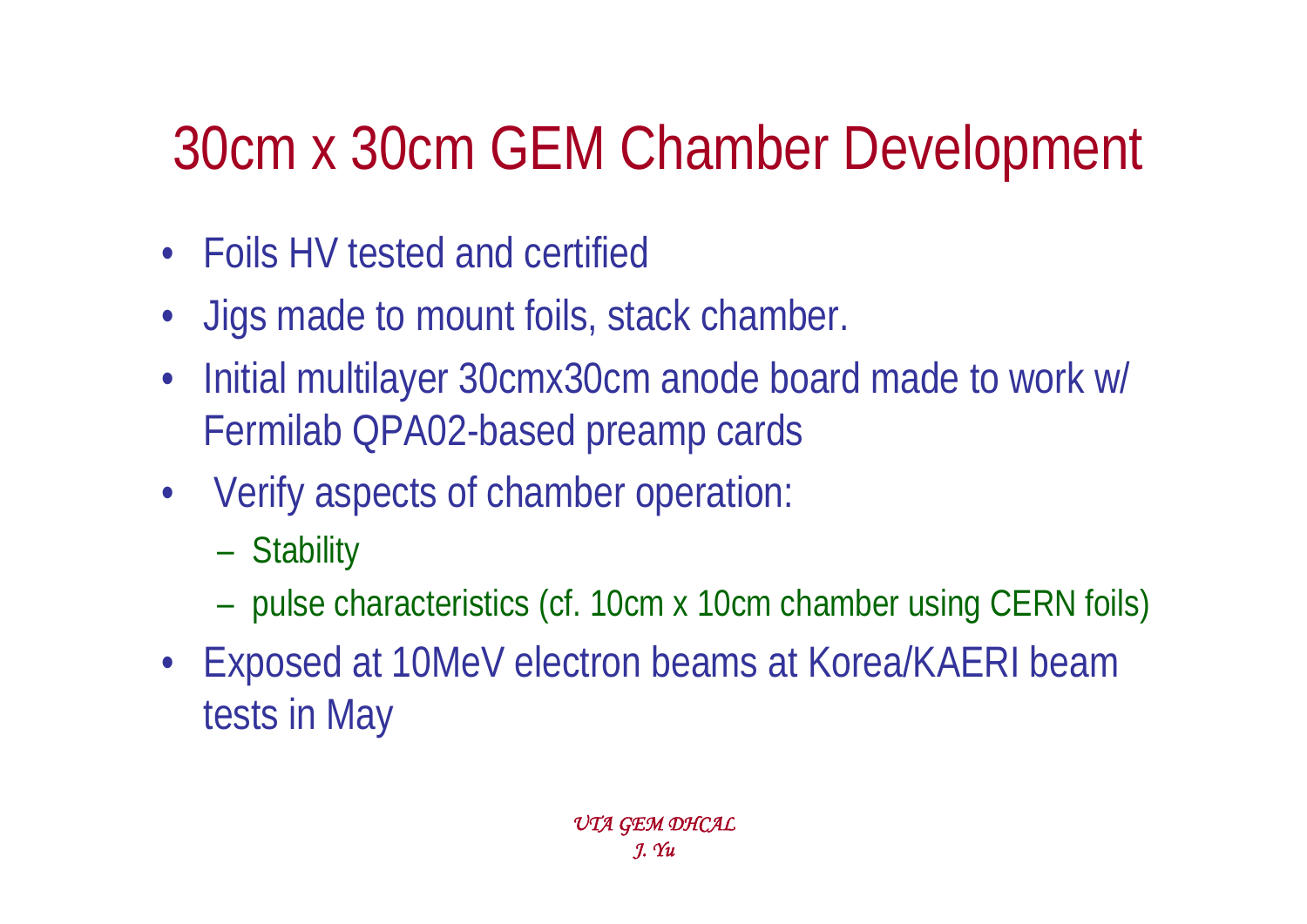# 30cm x 30cm GEM Chamber Development

- Foils HV tested and certified
- Jigs made to mount foils, stack chamber.
- Initial multilayer 30cmx30cm anode board made to work w/ Fermilab QPA02-based preamp cards
- Verify aspects of chamber operation:
  - Stability
  - pulse characteristics (cf. 10cm x 10cm chamber using CERN foils)
- Exposed at 10MeV electron beams at Korea/KAERI beam tests in May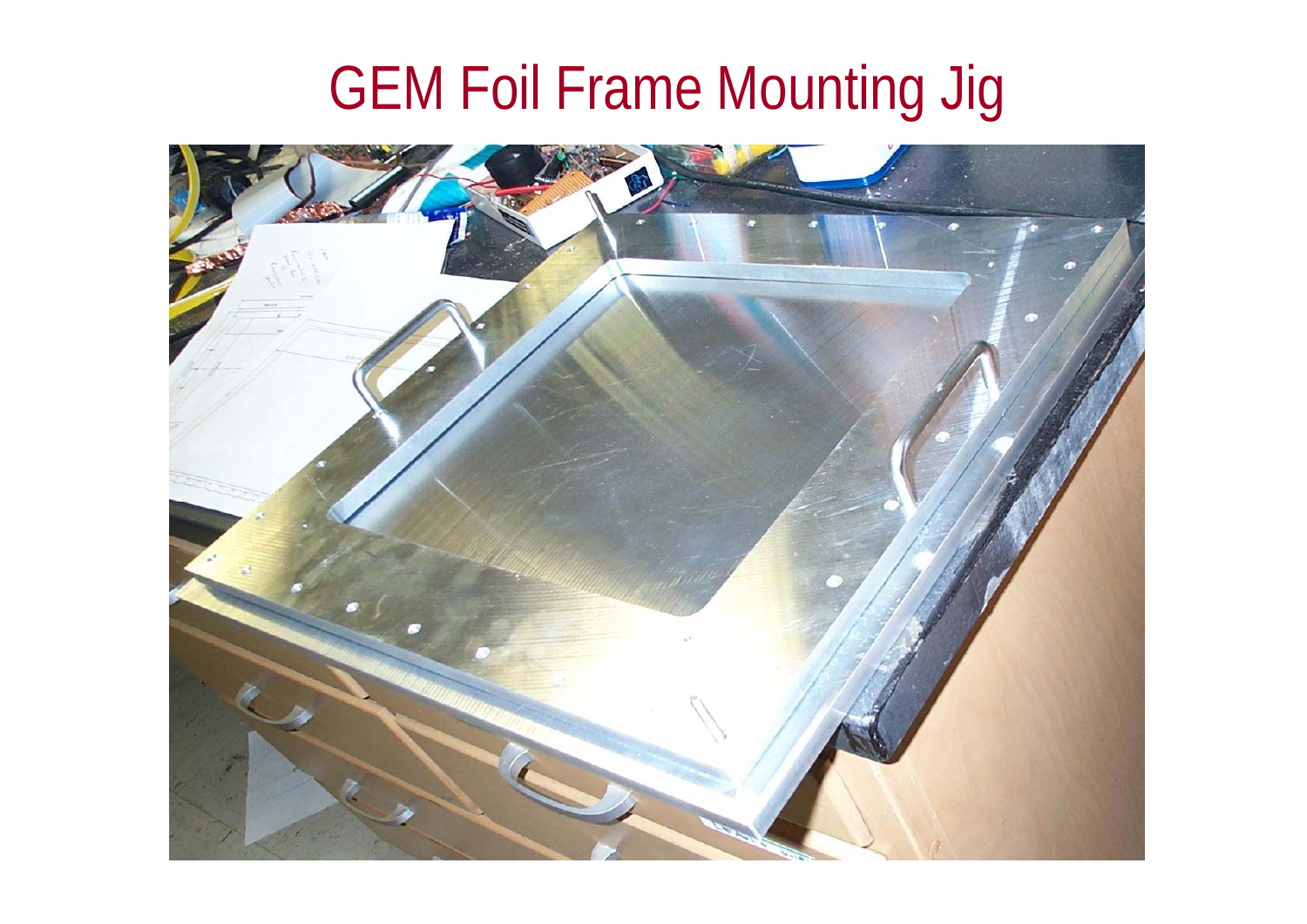# GEM Foil Frame Mounting Jig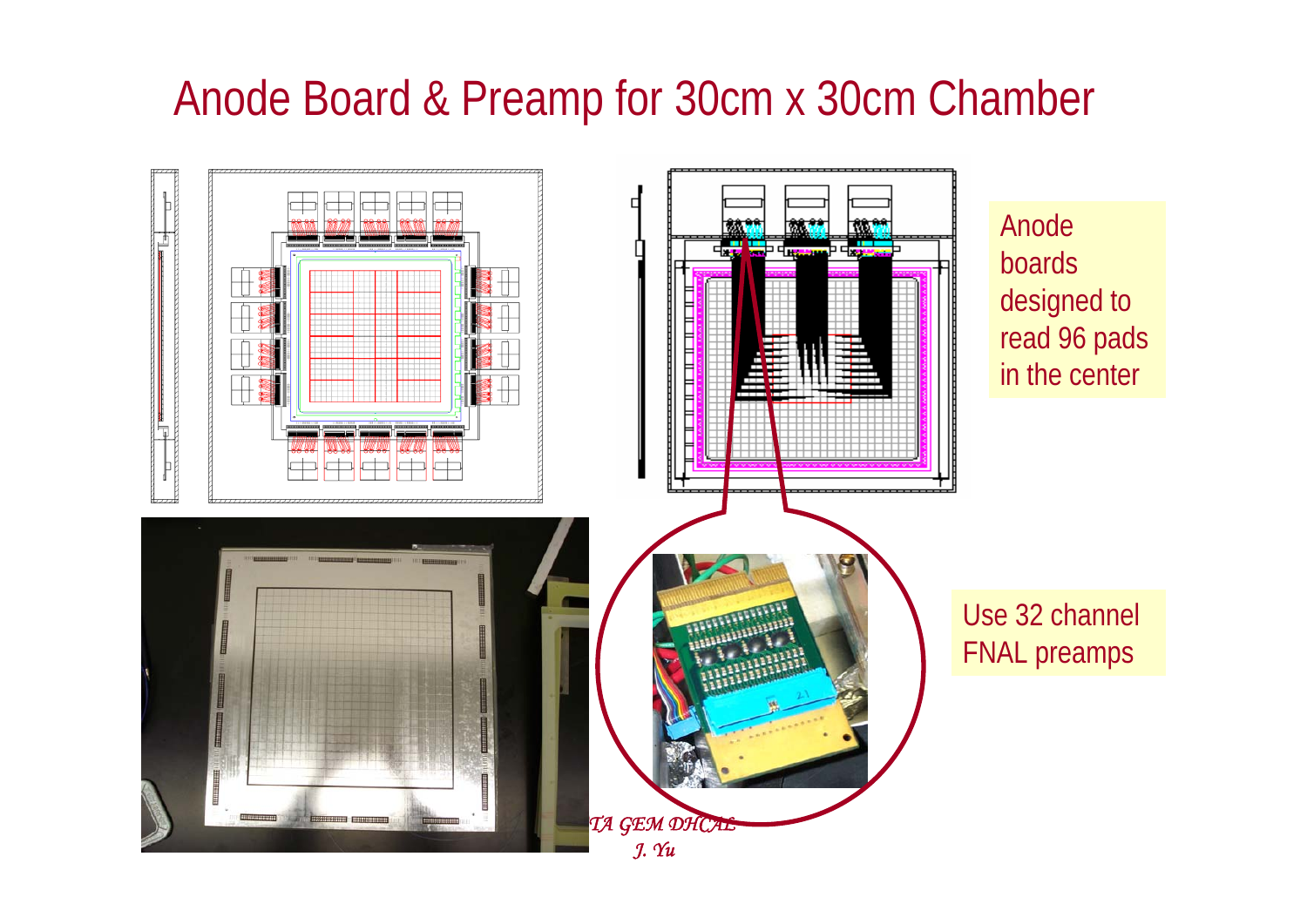# Anode Board & Preamp for 30cm x 30cm Chamber

Anode boards designed to read 96 pads in the center

Use 32 channel FNAL preamps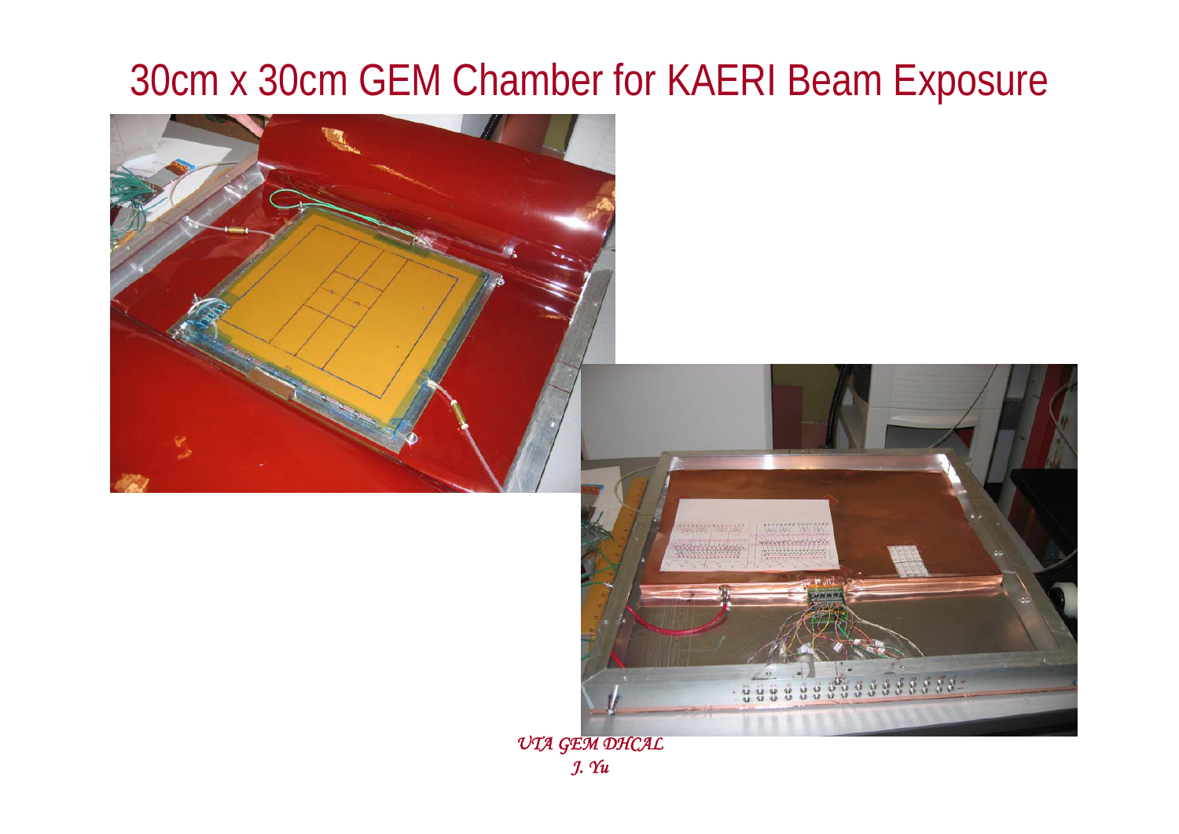# 30cm x 30cm GEM Chamber for KAERI Beam Exposure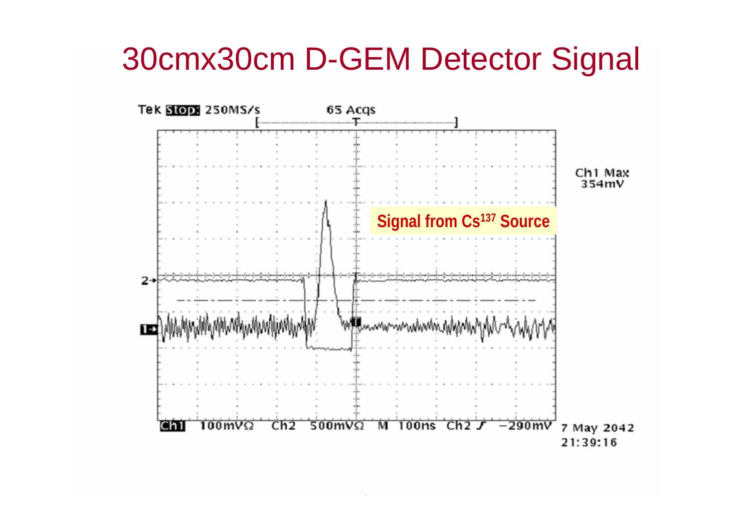# 30cmx30cm D-GEM Detector Signal

Tek Stop: 250MS/s 65 Acqs

Ch1 Max 354mV

Signal from $Cs^{137}$ Source

Ch1 100mVΩ Ch2 500mVΩ M 100ns Ch2 ∫ −290mV 7 May 2042 21:39:16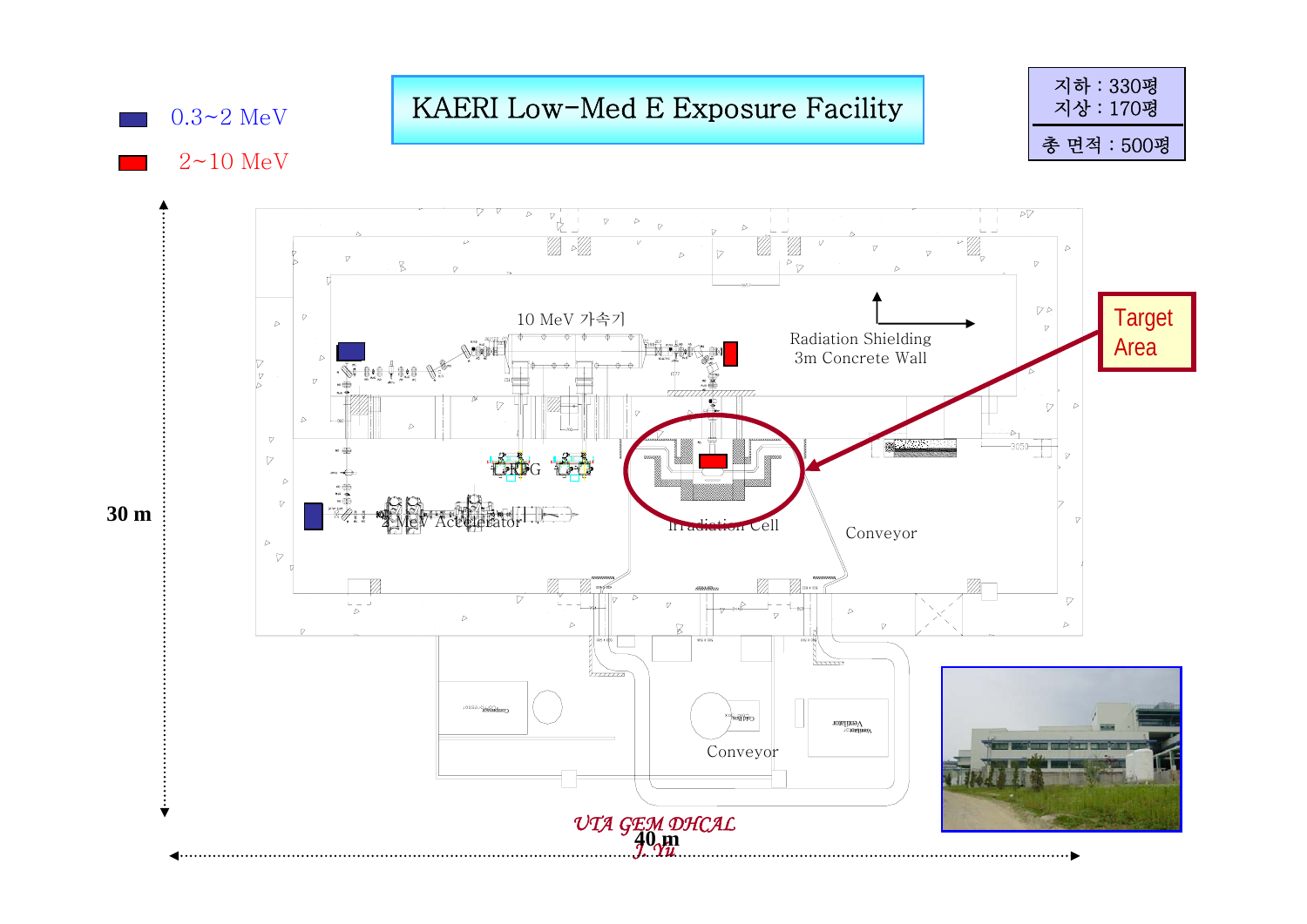# KAERI Low-Med E Exposure Facility

0.3~2 MeV

2~10 MeV

지하 : 330평
지상 : 170평

총 면적 : 500평

10 MeV 가속기

Radiation Shielding
3m Concrete Wall

Target Area

RFG

2 MeV Accelerator

Irradiation Cell

Conveyor

Conveyor

30 m

40 m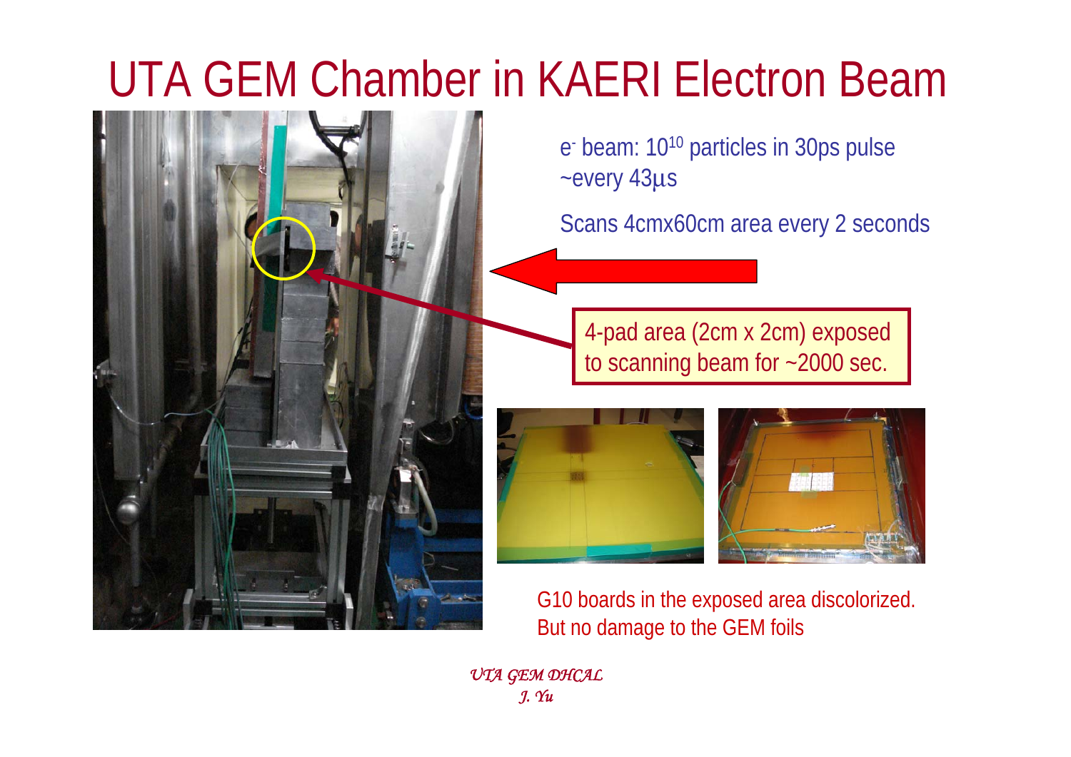# UTA GEM Chamber in KAERI Electron Beam

$e^-$ beam: $10^{10}$ particles in 30ps pulse ~every 43μs

Scans 4cmx60cm area every 2 seconds

4-pad area (2cm x 2cm) exposed to scanning beam for ~2000 sec.

G10 boards in the exposed area discolorized. But no damage to the GEM foils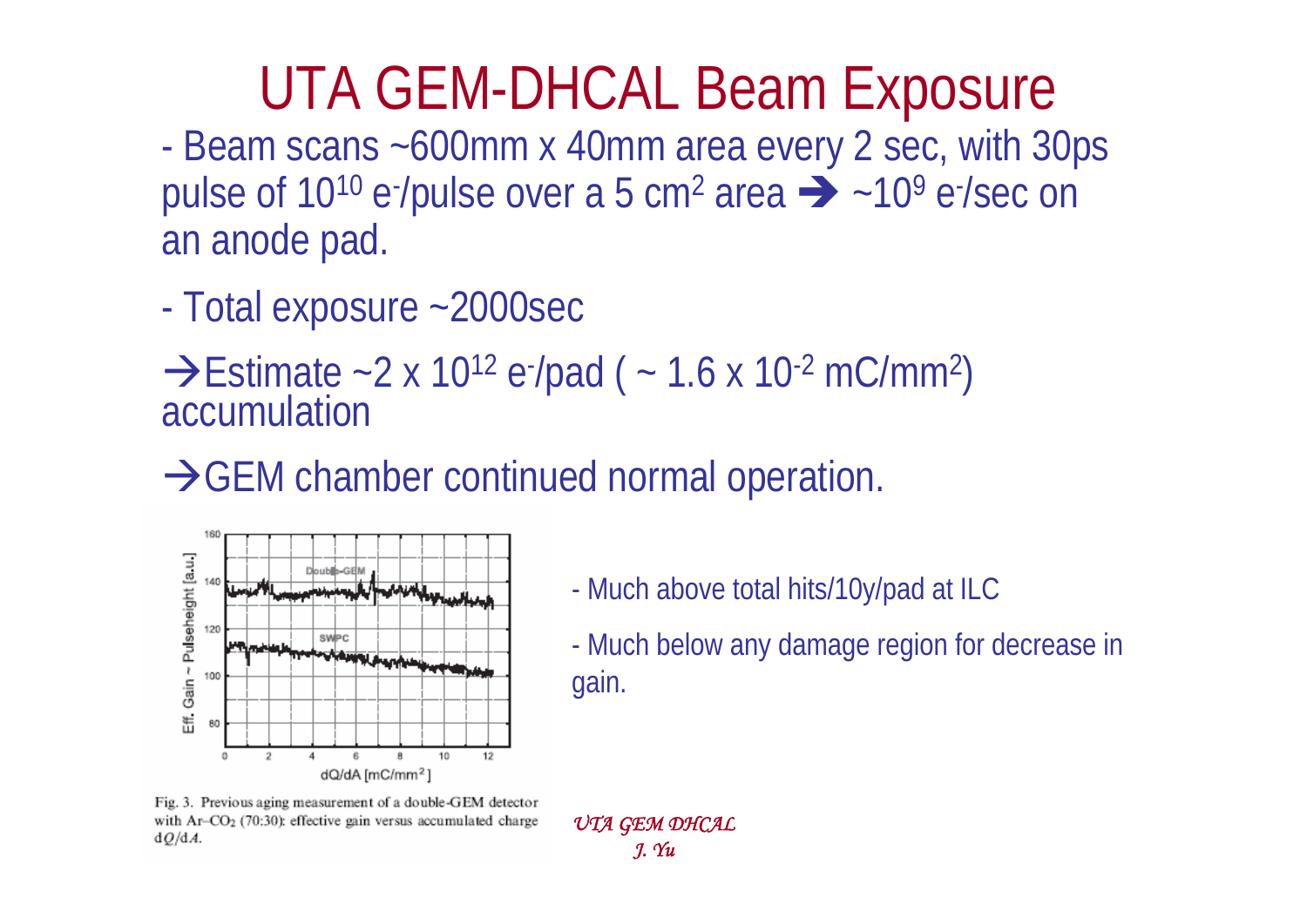# UTA GEM-DHCAL Beam Exposure

- Beam scans ~600mm x 40mm area every 2 sec, with 30ps pulse of $10^{10}$ $e^-$/pulse over a 5 $cm^2$ area ➔ ~$10^9$ $e^-$/sec on an anode pad.

- Total exposure ~2000sec

→Estimate ~2 x $10^{12}$ $e^-$/pad ( ~ 1.6 x $10^{-2}$ $mC/mm^2$) accumulation

→GEM chamber continued normal operation.

Fig. 3. Previous aging measurement of a double-GEM detector with Ar–$CO_2$ (70:30): effective gain versus accumulated charge $dQ/dA$.

- Much above total hits/10y/pad at ILC

- Much below any damage region for decrease in gain.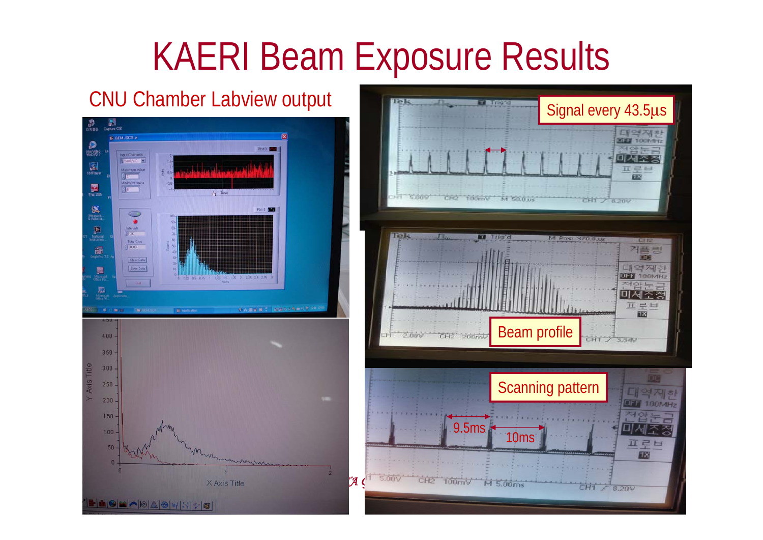# KAERI Beam Exposure Results

CNU Chamber Labview output

Signal every 43.5μs

Beam profile

Scanning pattern

9.5ms

10ms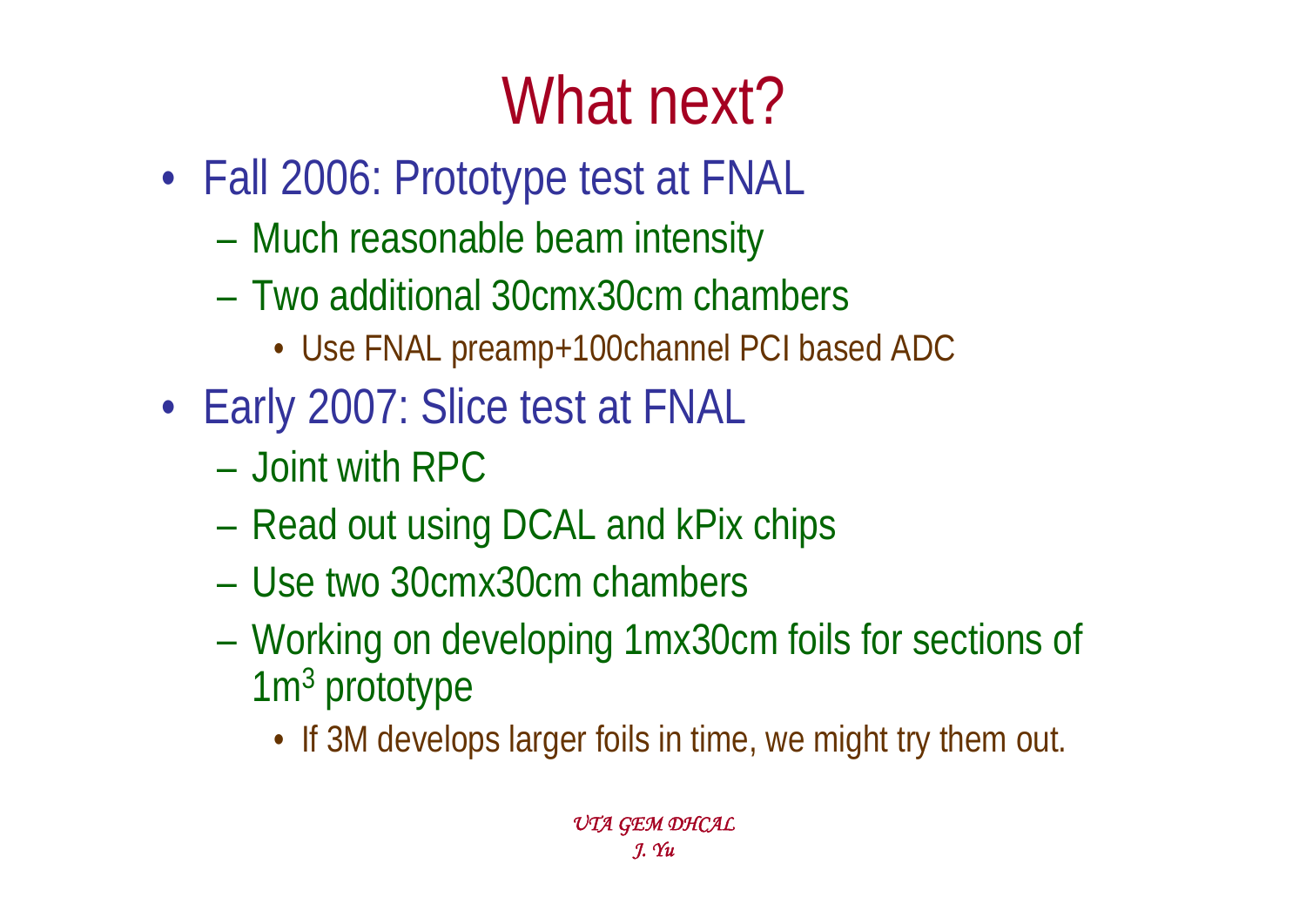# What next?

- Fall 2006: Prototype test at FNAL
  - Much reasonable beam intensity
  - Two additional 30cmx30cm chambers
    - Use FNAL preamp+100channel PCI based ADC
- Early 2007: Slice test at FNAL
  - Joint with RPC
  - Read out using DCAL and kPix chips
  - Use two 30cmx30cm chambers
  - Working on developing 1mx30cm foils for sections of $1m^3$ prototype
    - If 3M develops larger foils in time, we might try them out.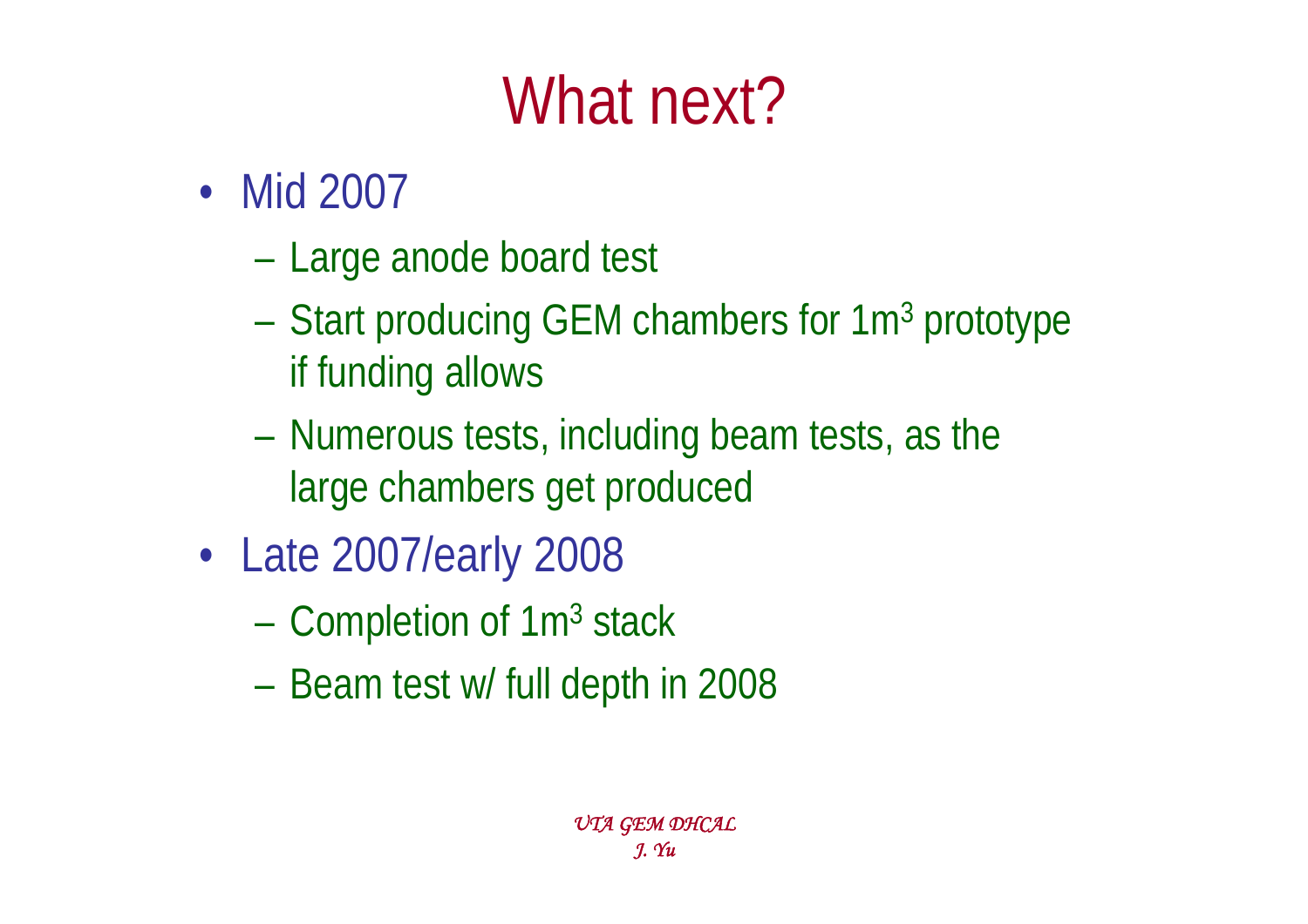# What next?

- Mid 2007
  - Large anode board test
  - Start producing GEM chambers for $1m^3$ prototype if funding allows
  - Numerous tests, including beam tests, as the large chambers get produced
- Late 2007/early 2008
  - Completion of $1m^3$ stack
  - Beam test w/ full depth in 2008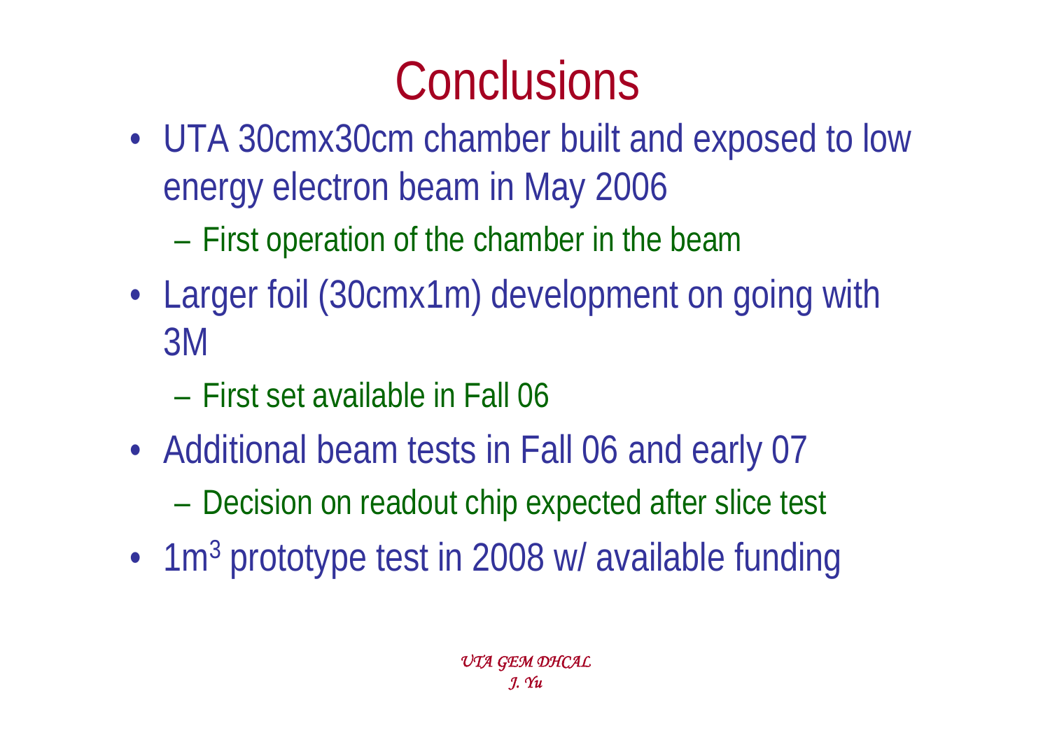# Conclusions

- UTA 30cmx30cm chamber built and exposed to low energy electron beam in May 2006
  - First operation of the chamber in the beam
- Larger foil (30cmx1m) development on going with 3M
  - First set available in Fall 06
- Additional beam tests in Fall 06 and early 07
  - Decision on readout chip expected after slice test
- $1m^3$ prototype test in 2008 w/ available funding